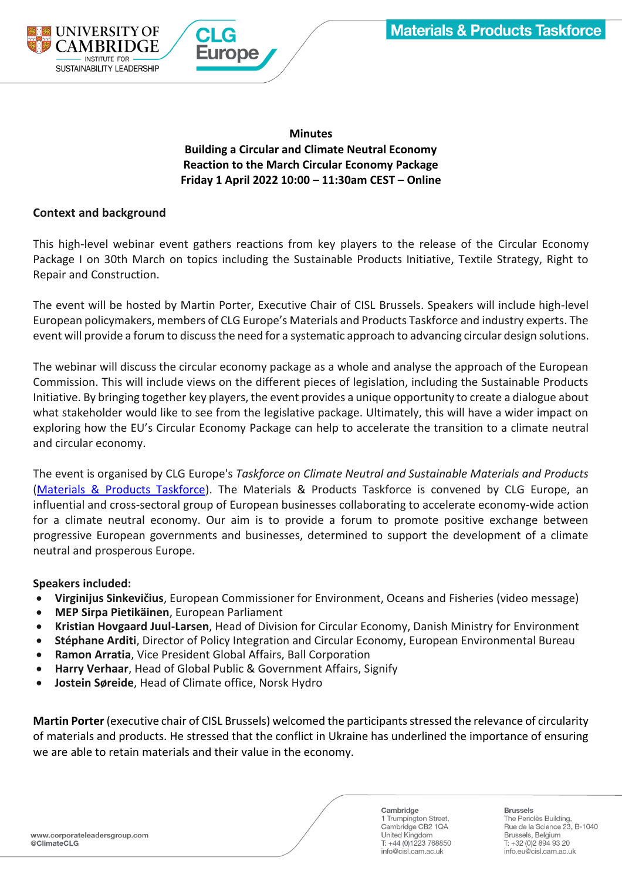**Minutes**
**Building a Circular and Climate Neutral Economy**
**Reaction to the March Circular Economy Package**
**Friday 1 April 2022 10:00 – 11:30am CEST – Online**

## Context and background

This high-level webinar event gathers reactions from key players to the release of the Circular Economy Package I on 30th March on topics including the Sustainable Products Initiative, Textile Strategy, Right to Repair and Construction.

The event will be hosted by Martin Porter, Executive Chair of CISL Brussels. Speakers will include high-level European policymakers, members of CLG Europe's Materials and Products Taskforce and industry experts. The event will provide a forum to discuss the need for a systematic approach to advancing circular design solutions.

The webinar will discuss the circular economy package as a whole and analyse the approach of the European Commission. This will include views on the different pieces of legislation, including the Sustainable Products Initiative. By bringing together key players, the event provides a unique opportunity to create a dialogue about what stakeholder would like to see from the legislative package. Ultimately, this will have a wider impact on exploring how the EU's Circular Economy Package can help to accelerate the transition to a climate neutral and circular economy.

The event is organised by CLG Europe's *Taskforce on Climate Neutral and Sustainable Materials and Products* (Materials & Products Taskforce). The Materials & Products Taskforce is convened by CLG Europe, an influential and cross-sectoral group of European businesses collaborating to accelerate economy-wide action for a climate neutral economy. Our aim is to provide a forum to promote positive exchange between progressive European governments and businesses, determined to support the development of a climate neutral and prosperous Europe.

**Speakers included:**

- **Virginijus Sinkevičius**, European Commissioner for Environment, Oceans and Fisheries (video message)
- **MEP Sirpa Pietikäinen**, European Parliament
- **Kristian Hovgaard Juul-Larsen**, Head of Division for Circular Economy, Danish Ministry for Environment
- **Stéphane Arditi**, Director of Policy Integration and Circular Economy, European Environmental Bureau
- **Ramon Arratia**, Vice President Global Affairs, Ball Corporation
- **Harry Verhaar**, Head of Global Public & Government Affairs, Signify
- **Jostein Søreide**, Head of Climate office, Norsk Hydro

**Martin Porter** (executive chair of CISL Brussels) welcomed the participants stressed the relevance of circularity of materials and products. He stressed that the conflict in Ukraine has underlined the importance of ensuring we are able to retain materials and their value in the economy.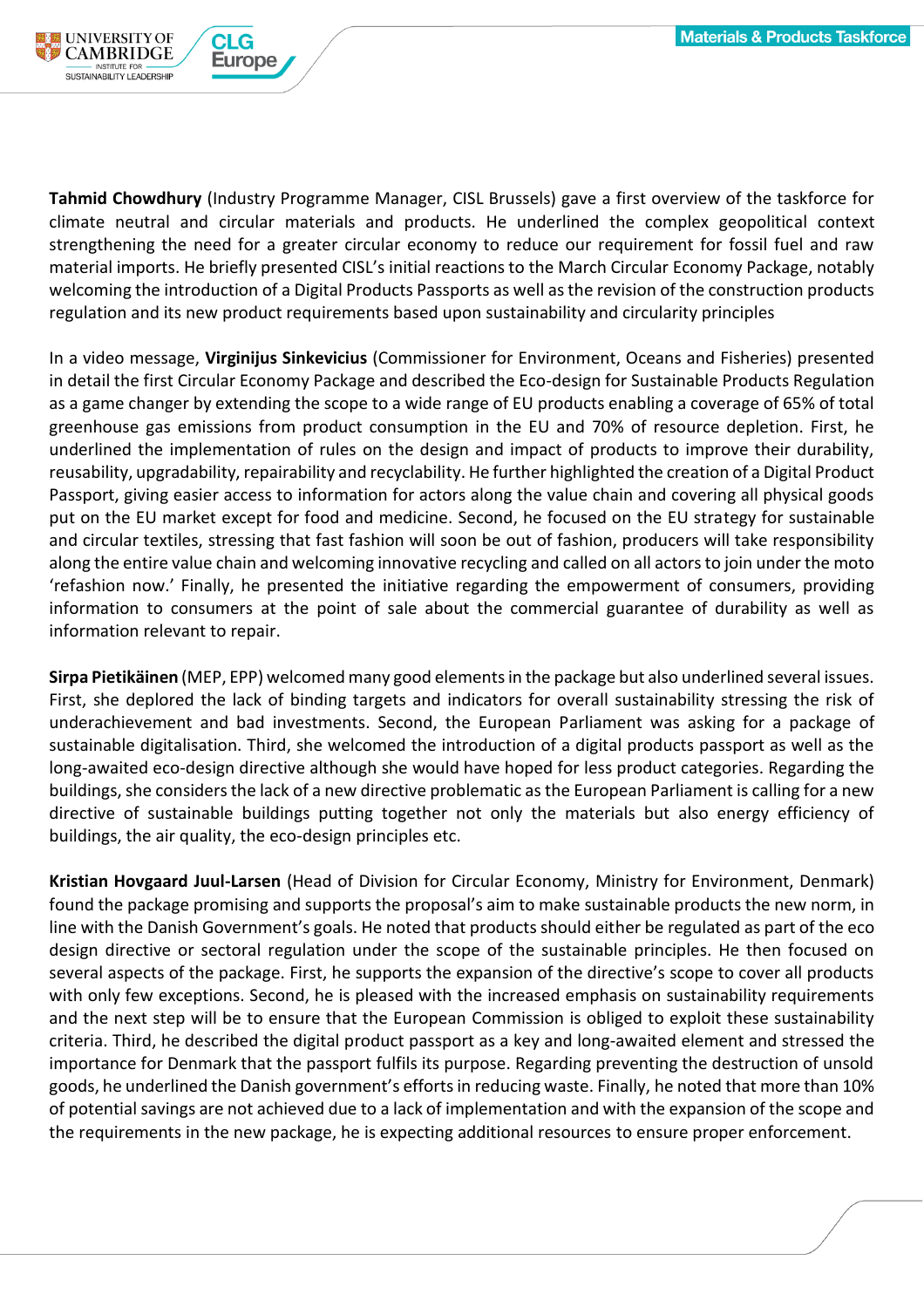**Tahmid Chowdhury** (Industry Programme Manager, CISL Brussels) gave a first overview of the taskforce for climate neutral and circular materials and products. He underlined the complex geopolitical context strengthening the need for a greater circular economy to reduce our requirement for fossil fuel and raw material imports. He briefly presented CISL's initial reactions to the March Circular Economy Package, notably welcoming the introduction of a Digital Products Passports as well as the revision of the construction products regulation and its new product requirements based upon sustainability and circularity principles

In a video message, **Virginijus Sinkevicius** (Commissioner for Environment, Oceans and Fisheries) presented in detail the first Circular Economy Package and described the Eco-design for Sustainable Products Regulation as a game changer by extending the scope to a wide range of EU products enabling a coverage of 65% of total greenhouse gas emissions from product consumption in the EU and 70% of resource depletion. First, he underlined the implementation of rules on the design and impact of products to improve their durability, reusability, upgradability, repairability and recyclability. He further highlighted the creation of a Digital Product Passport, giving easier access to information for actors along the value chain and covering all physical goods put on the EU market except for food and medicine. Second, he focused on the EU strategy for sustainable and circular textiles, stressing that fast fashion will soon be out of fashion, producers will take responsibility along the entire value chain and welcoming innovative recycling and called on all actors to join under the moto 'refashion now.' Finally, he presented the initiative regarding the empowerment of consumers, providing information to consumers at the point of sale about the commercial guarantee of durability as well as information relevant to repair.

**Sirpa Pietikäinen** (MEP, EPP) welcomed many good elements in the package but also underlined several issues. First, she deplored the lack of binding targets and indicators for overall sustainability stressing the risk of underachievement and bad investments. Second, the European Parliament was asking for a package of sustainable digitalisation. Third, she welcomed the introduction of a digital products passport as well as the long-awaited eco-design directive although she would have hoped for less product categories. Regarding the buildings, she considers the lack of a new directive problematic as the European Parliament is calling for a new directive of sustainable buildings putting together not only the materials but also energy efficiency of buildings, the air quality, the eco-design principles etc.

**Kristian Hovgaard Juul-Larsen** (Head of Division for Circular Economy, Ministry for Environment, Denmark) found the package promising and supports the proposal's aim to make sustainable products the new norm, in line with the Danish Government's goals. He noted that products should either be regulated as part of the eco design directive or sectoral regulation under the scope of the sustainable principles. He then focused on several aspects of the package. First, he supports the expansion of the directive's scope to cover all products with only few exceptions. Second, he is pleased with the increased emphasis on sustainability requirements and the next step will be to ensure that the European Commission is obliged to exploit these sustainability criteria. Third, he described the digital product passport as a key and long-awaited element and stressed the importance for Denmark that the passport fulfils its purpose. Regarding preventing the destruction of unsold goods, he underlined the Danish government's efforts in reducing waste. Finally, he noted that more than 10% of potential savings are not achieved due to a lack of implementation and with the expansion of the scope and the requirements in the new package, he is expecting additional resources to ensure proper enforcement.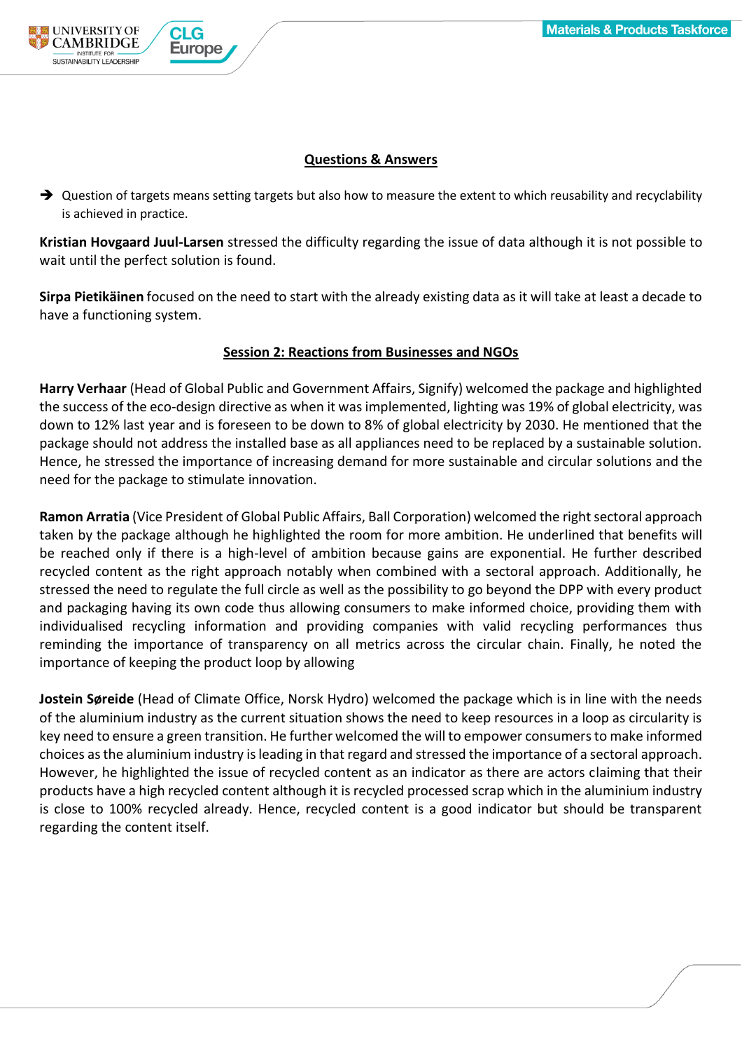## Questions & Answers

➔ Question of targets means setting targets but also how to measure the extent to which reusability and recyclability is achieved in practice.

**Kristian Hovgaard Juul-Larsen** stressed the difficulty regarding the issue of data although it is not possible to wait until the perfect solution is found.

**Sirpa Pietikäinen** focused on the need to start with the already existing data as it will take at least a decade to have a functioning system.

## Session 2: Reactions from Businesses and NGOs

**Harry Verhaar** (Head of Global Public and Government Affairs, Signify) welcomed the package and highlighted the success of the eco-design directive as when it was implemented, lighting was 19% of global electricity, was down to 12% last year and is foreseen to be down to 8% of global electricity by 2030. He mentioned that the package should not address the installed base as all appliances need to be replaced by a sustainable solution. Hence, he stressed the importance of increasing demand for more sustainable and circular solutions and the need for the package to stimulate innovation.

**Ramon Arratia** (Vice President of Global Public Affairs, Ball Corporation) welcomed the right sectoral approach taken by the package although he highlighted the room for more ambition. He underlined that benefits will be reached only if there is a high-level of ambition because gains are exponential. He further described recycled content as the right approach notably when combined with a sectoral approach. Additionally, he stressed the need to regulate the full circle as well as the possibility to go beyond the DPP with every product and packaging having its own code thus allowing consumers to make informed choice, providing them with individualised recycling information and providing companies with valid recycling performances thus reminding the importance of transparency on all metrics across the circular chain. Finally, he noted the importance of keeping the product loop by allowing

**Jostein Søreide** (Head of Climate Office, Norsk Hydro) welcomed the package which is in line with the needs of the aluminium industry as the current situation shows the need to keep resources in a loop as circularity is key need to ensure a green transition. He further welcomed the will to empower consumers to make informed choices as the aluminium industry is leading in that regard and stressed the importance of a sectoral approach. However, he highlighted the issue of recycled content as an indicator as there are actors claiming that their products have a high recycled content although it is recycled processed scrap which in the aluminium industry is close to 100% recycled already. Hence, recycled content is a good indicator but should be transparent regarding the content itself.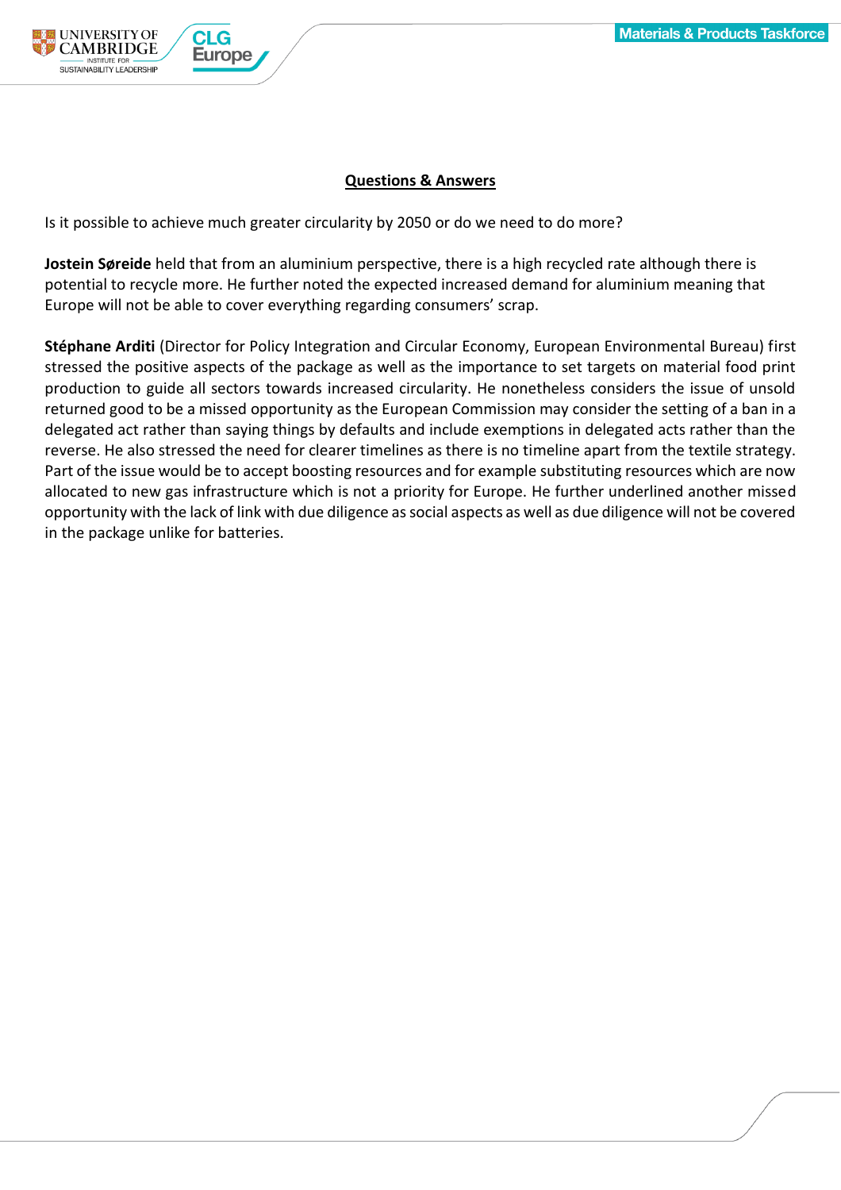## Questions & Answers

Is it possible to achieve much greater circularity by 2050 or do we need to do more?

**Jostein Søreide** held that from an aluminium perspective, there is a high recycled rate although there is potential to recycle more. He further noted the expected increased demand for aluminium meaning that Europe will not be able to cover everything regarding consumers' scrap.

**Stéphane Arditi** (Director for Policy Integration and Circular Economy, European Environmental Bureau) first stressed the positive aspects of the package as well as the importance to set targets on material food print production to guide all sectors towards increased circularity. He nonetheless considers the issue of unsold returned good to be a missed opportunity as the European Commission may consider the setting of a ban in a delegated act rather than saying things by defaults and include exemptions in delegated acts rather than the reverse. He also stressed the need for clearer timelines as there is no timeline apart from the textile strategy. Part of the issue would be to accept boosting resources and for example substituting resources which are now allocated to new gas infrastructure which is not a priority for Europe. He further underlined another missed opportunity with the lack of link with due diligence as social aspects as well as due diligence will not be covered in the package unlike for batteries.